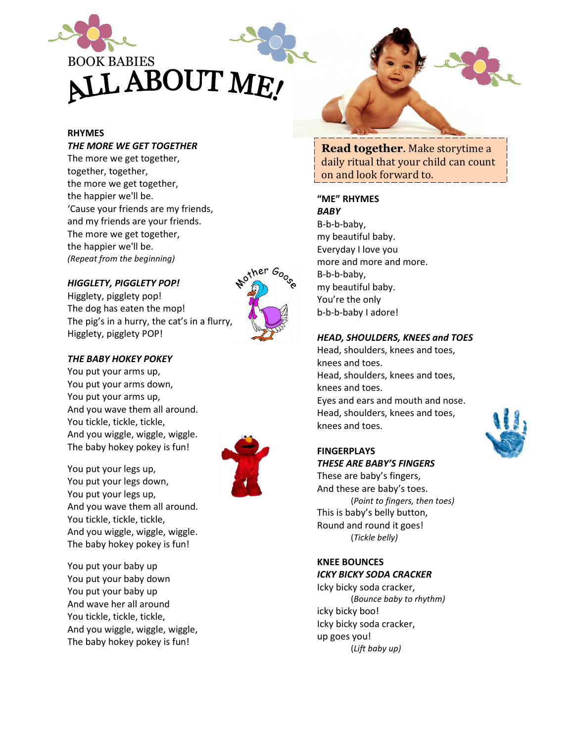BOOK BABIES

# ALL ABOUT ME!

## RHYMES

### *THE MORE WE GET TOGETHER*

The more we get together,
together, together,
the more we get together,
the happier we'll be.
'Cause your friends are my friends,
and my friends are your friends.
The more we get together,
the happier we'll be.
*(Repeat from the beginning)*

### *HIGGLETY, PIGGLETY POP!*

Higglety, pigglety pop!
The dog has eaten the mop!
The pig's in a hurry, the cat's in a flurry,
Higglety, pigglety POP!

### *THE BABY HOKEY POKEY*

You put your arms up,
You put your arms down,
You put your arms up,
And you wave them all around.
You tickle, tickle, tickle,
And you wiggle, wiggle, wiggle.
The baby hokey pokey is fun!

You put your legs up,
You put your legs down,
You put your legs up,
And you wave them all around.
You tickle, tickle, tickle,
And you wiggle, wiggle, wiggle.
The baby hokey pokey is fun!

You put your baby up
You put your baby down
You put your baby up
And wave her all around
You tickle, tickle, tickle,
And you wiggle, wiggle, wiggle,
The baby hokey pokey is fun!

**Read together**. Make storytime a daily ritual that your child can count on and look forward to.

## "ME" RHYMES

### *BABY*

B-b-b-baby,
my beautiful baby.
Everyday I love you
more and more and more.
B-b-b-baby,
my beautiful baby.
You're the only
b-b-b-baby I adore!

### *HEAD, SHOULDERS, KNEES and TOES*

Head, shoulders, knees and toes,
knees and toes.
Head, shoulders, knees and toes,
knees and toes.
Eyes and ears and mouth and nose.
Head, shoulders, knees and toes,
knees and toes.

## FINGERPLAYS

### *THESE ARE BABY'S FINGERS*

These are baby's fingers,
And these are baby's toes.
*(Point to fingers, then toes)*
This is baby's belly button,
Round and round it goes!
*(Tickle belly)*

## KNEE BOUNCES

### *ICKY BICKY SODA CRACKER*

Icky bicky soda cracker,
*(Bounce baby to rhythm)*
icky bicky boo!
Icky bicky soda cracker,
up goes you!
*(Lift baby up)*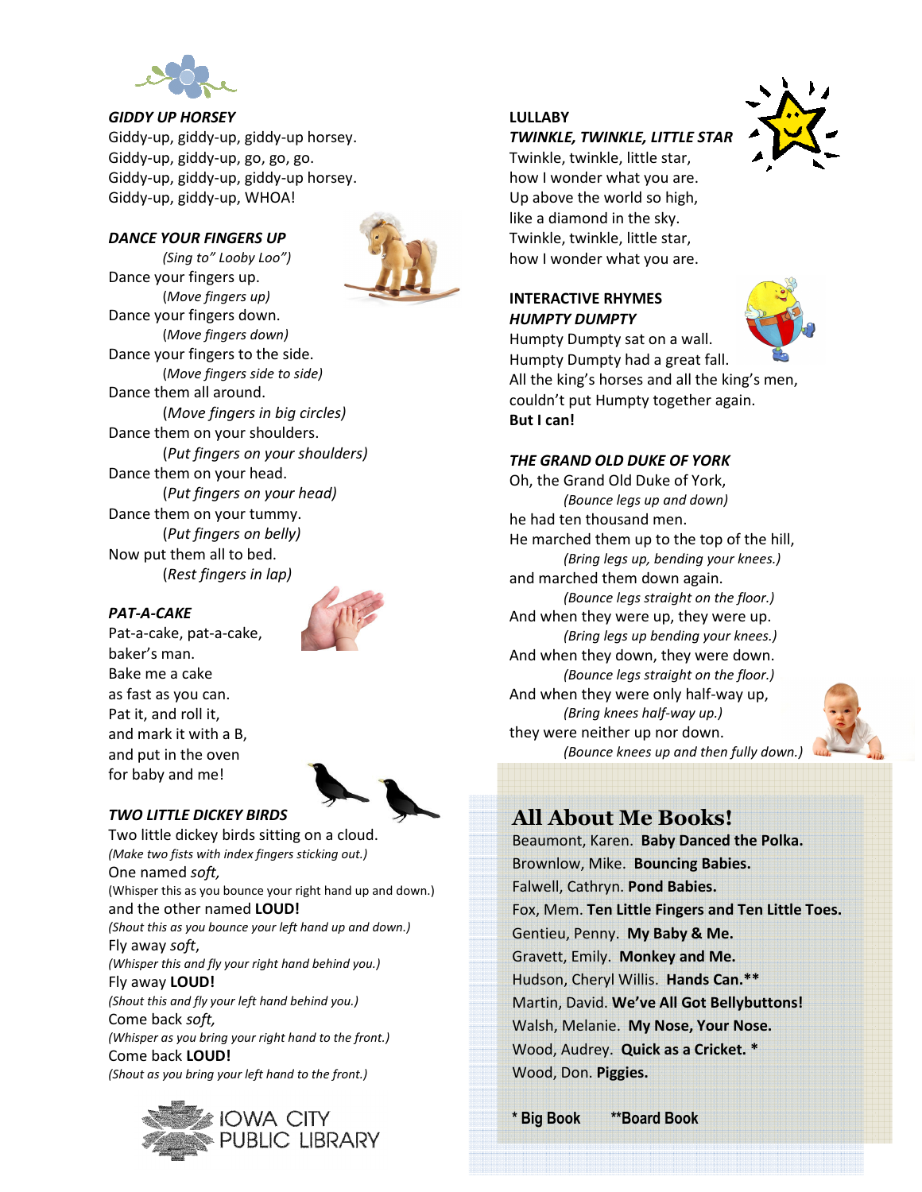### *GIDDY UP HORSEY*

Giddy-up, giddy-up, giddy-up horsey.
Giddy-up, giddy-up, go, go, go.
Giddy-up, giddy-up, giddy-up horsey.
Giddy-up, giddy-up, WHOA!

### *DANCE YOUR FINGERS UP*

*(Sing to" Looby Loo")*

Dance your fingers up.
(*Move fingers up)*
Dance your fingers down.
(*Move fingers down)*
Dance your fingers to the side.
(*Move fingers side to side)*
Dance them all around.
(*Move fingers in big circles)*
Dance them on your shoulders.
(*Put fingers on your shoulders)*
Dance them on your head.
(*Put fingers on your head)*
Dance them on your tummy.
(*Put fingers on belly)*
Now put them all to bed.
(*Rest fingers in lap)*

### *PAT-A-CAKE*

Pat-a-cake, pat-a-cake,
baker's man.
Bake me a cake
as fast as you can.
Pat it, and roll it,
and mark it with a B,
and put in the oven
for baby and me!

### *TWO LITTLE DICKEY BIRDS*

Two little dickey birds sitting on a cloud.
*(Make two fists with index fingers sticking out.)*
One named *soft,*
(Whisper this as you bounce your right hand up and down.)
and the other named **LOUD!**
*(Shout this as you bounce your left hand up and down.)*
Fly away *soft*,
*(Whisper this and fly your right hand behind you.)*
Fly away **LOUD!**
*(Shout this and fly your left hand behind you.)*
Come back *soft,*
*(Whisper as you bring your right hand to the front.)*
Come back **LOUD!**
*(Shout as you bring your left hand to the front.)*

IOWA CITY PUBLIC LIBRARY

### LULLABY
### *TWINKLE, TWINKLE, LITTLE STAR*

Twinkle, twinkle, little star,
how I wonder what you are.
Up above the world so high,
like a diamond in the sky.
Twinkle, twinkle, little star,
how I wonder what you are.

### INTERACTIVE RHYMES
### *HUMPTY DUMPTY*

Humpty Dumpty sat on a wall.
Humpty Dumpty had a great fall.
All the king's horses and all the king's men,
couldn't put Humpty together again.
**But I can!**

### *THE GRAND OLD DUKE OF YORK*

Oh, the Grand Old Duke of York,
*(Bounce legs up and down)*
he had ten thousand men.
He marched them up to the top of the hill,
*(Bring legs up, bending your knees.)*
and marched them down again.
*(Bounce legs straight on the floor.)*
And when they were up, they were up.
*(Bring legs up bending your knees.)*
And when they down, they were down.
*(Bounce legs straight on the floor.)*
And when they were only half-way up,
*(Bring knees half-way up.)*
they were neither up nor down.
*(Bounce knees up and then fully down.)*

## All About Me Books!

Beaumont, Karen. **Baby Danced the Polka.**
Brownlow, Mike. **Bouncing Babies.**
Falwell, Cathryn. **Pond Babies.**
Fox, Mem. **Ten Little Fingers and Ten Little Toes.**
Gentieu, Penny. **My Baby & Me.**
Gravett, Emily. **Monkey and Me.**
Hudson, Cheryl Willis. **Hands Can.\*\***
Martin, David. **We've All Got Bellybuttons!**
Walsh, Melanie. **My Nose, Your Nose.**
Wood, Audrey. **Quick as a Cricket. \***
Wood, Don. **Piggies.**

**\* Big Book** **\*\*Board Book**